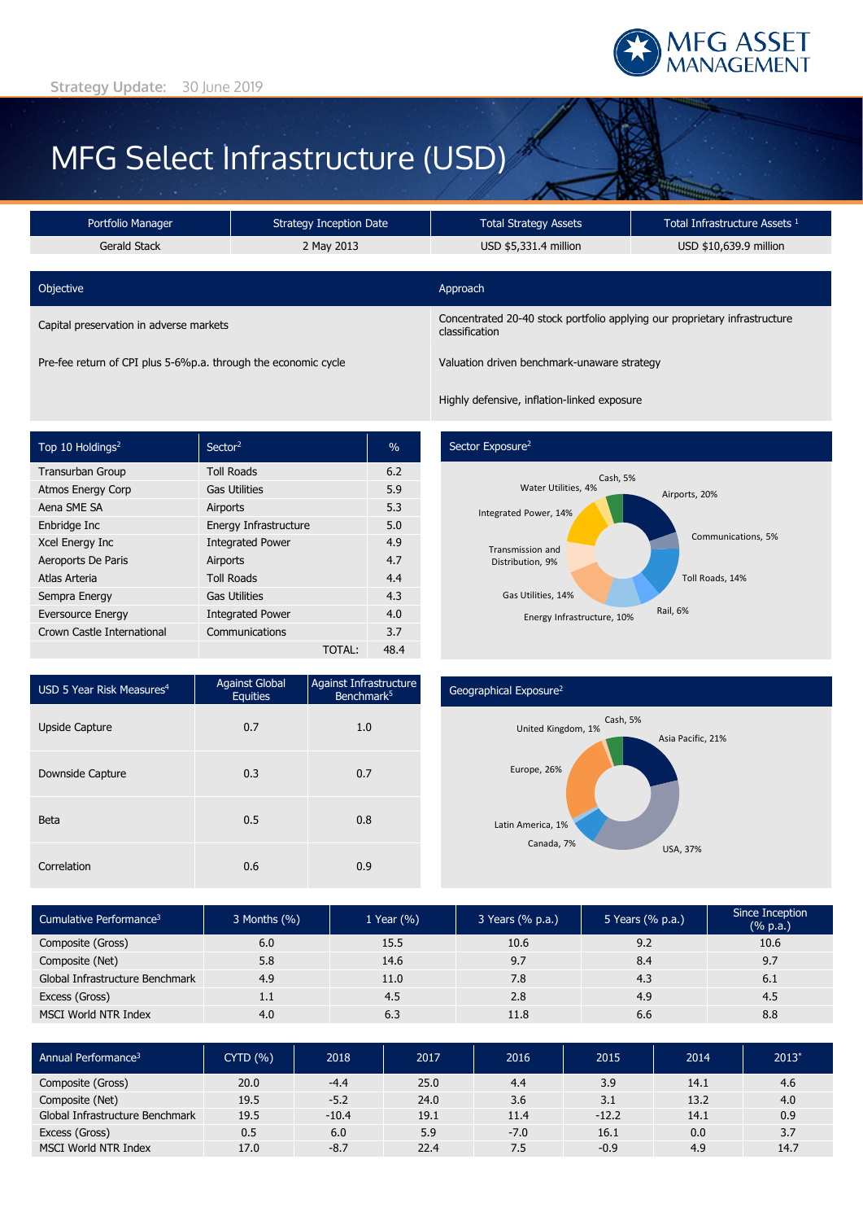MFG ASSET MANAGEMENT

Strategy Update: 30 June 2019

# MFG Select Infrastructure (USD)

| Portfolio Manager | Strategy Inception Date | Total Strategy Assets | Total Infrastructure Assets [1] |
|---|---|---|---|
| Gerald Stack | 2 May 2013 | USD $5,331.4 million | USD $10,639.9 million |

| Objective | Approach |
|---|---|
| Capital preservation in adverse markets | Concentrated 20-40 stock portfolio applying our proprietary infrastructure classification |
| Pre-fee return of CPI plus 5-6%p.a. through the economic cycle | Valuation driven benchmark-unaware strategy |
| | Highly defensive, inflation-linked exposure |

| Top 10 Holdings[2] | Sector[2] | % |
|---|---|---|
| Transurban Group | Toll Roads | 6.2 |
| Atmos Energy Corp | Gas Utilities | 5.9 |
| Aena SME SA | Airports | 5.3 |
| Enbridge Inc | Energy Infrastructure | 5.0 |
| Xcel Energy Inc | Integrated Power | 4.9 |
| Aeroports De Paris | Airports | 4.7 |
| Atlas Arteria | Toll Roads | 4.4 |
| Sempra Energy | Gas Utilities | 4.3 |
| Eversource Energy | Integrated Power | 4.0 |
| Crown Castle International | Communications | 3.7 |
| | TOTAL: | 48.4 |

## Sector Exposure[2]

Airports, 20%; Communications, 5%; Toll Roads, 14%; Rail, 6%; Energy Infrastructure, 10%; Gas Utilities, 14%; Transmission and Distribution, 9%; Integrated Power, 14%; Water Utilities, 4%; Cash, 5%

| USD 5 Year Risk Measures[4] | Against Global Equities | Against Infrastructure Benchmark[5] |
|---|---|---|
| Upside Capture | 0.7 | 1.0 |
| Downside Capture | 0.3 | 0.7 |
| Beta | 0.5 | 0.8 |
| Correlation | 0.6 | 0.9 |

## Geographical Exposure[2]

Asia Pacific, 21%; USA, 37%; Canada, 7%; Latin America, 1%; Europe, 26%; United Kingdom, 1%; Cash, 5%

| Cumulative Performance[3] | 3 Months (%) | 1 Year (%) | 3 Years (% p.a.) | 5 Years (% p.a.) | Since Inception (% p.a.) |
|---|---|---|---|---|---|
| Composite (Gross) | 6.0 | 15.5 | 10.6 | 9.2 | 10.6 |
| Composite (Net) | 5.8 | 14.6 | 9.7 | 8.4 | 9.7 |
| Global Infrastructure Benchmark | 4.9 | 11.0 | 7.8 | 4.3 | 6.1 |
| Excess (Gross) | 1.1 | 4.5 | 2.8 | 4.9 | 4.5 |
| MSCI World NTR Index | 4.0 | 6.3 | 11.8 | 6.6 | 8.8 |

| Annual Performance[3] | CYTD (%) | 2018 | 2017 | 2016 | 2015 | 2014 | 2013* |
|---|---|---|---|---|---|---|---|
| Composite (Gross) | 20.0 | -4.4 | 25.0 | 4.4 | 3.9 | 14.1 | 4.6 |
| Composite (Net) | 19.5 | -5.2 | 24.0 | 3.6 | 3.1 | 13.2 | 4.0 |
| Global Infrastructure Benchmark | 19.5 | -10.4 | 19.1 | 11.4 | -12.2 | 14.1 | 0.9 |
| Excess (Gross) | 0.5 | 6.0 | 5.9 | -7.0 | 16.1 | 0.0 | 3.7 |
| MSCI World NTR Index | 17.0 | -8.7 | 22.4 | 7.5 | -0.9 | 4.9 | 14.7 |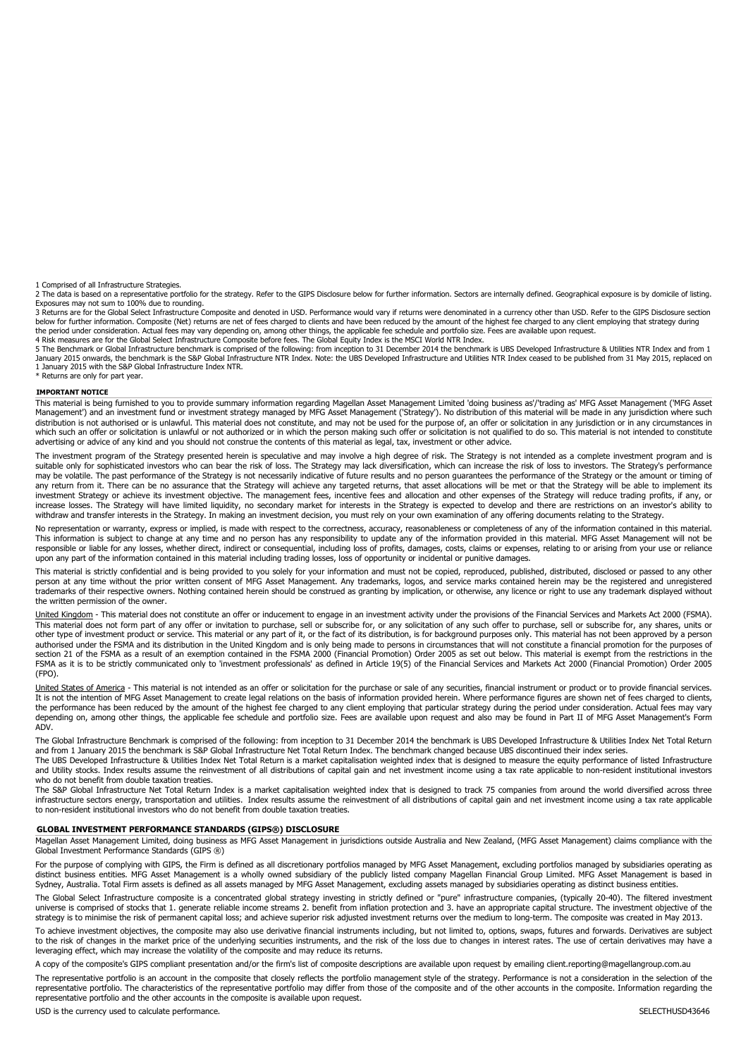1 Comprised of all Infrastructure Strategies.

2 The data is based on a representative portfolio for the strategy. Refer to the GIPS Disclosure below for further information. Sectors are internally defined. Geographical exposure is by domicile of listing. Exposures may not sum to 100% due to rounding.

3 Returns are for the Global Select Infrastructure Composite and denoted in USD. Performance would vary if returns were denominated in a currency other than USD. Refer to the GIPS Disclosure section below for further information. Composite (Net) returns are net of fees charged to clients and have been reduced by the amount of the highest fee charged to any client employing that strategy during the period under consideration. Actual fees may vary depending on, among other things, the applicable fee schedule and portfolio size. Fees are available upon request.

4 Risk measures are for the Global Select Infrastructure Composite before fees. The Global Equity Index is the MSCI World NTR Index.

5 The Benchmark or Global Infrastructure benchmark is comprised of the following: from inception to 31 December 2014 the benchmark is UBS Developed Infrastructure & Utilities NTR Index and from 1 January 2015 onwards, the benchmark is the S&P Global Infrastructure NTR Index. Note: the UBS Developed Infrastructure and Utilities NTR Index ceased to be published from 31 May 2015, replaced on 1 January 2015 with the S&P Global Infrastructure Index NTR.

* Returns are only for part year.

**IMPORTANT NOTICE**

This material is being furnished to you to provide summary information regarding Magellan Asset Management Limited 'doing business as'/'trading as' MFG Asset Management ('MFG Asset Management') and an investment fund or investment strategy managed by MFG Asset Management ('Strategy'). No distribution of this material will be made in any jurisdiction where such distribution is not authorised or is unlawful. This material does not constitute, and may not be used for the purpose of, an offer or solicitation in any jurisdiction or in any circumstances in which such an offer or solicitation is unlawful or not authorized or in which the person making such offer or solicitation is not qualified to do so. This material is not intended to constitute advertising or advice of any kind and you should not construe the contents of this material as legal, tax, investment or other advice.

The investment program of the Strategy presented herein is speculative and may involve a high degree of risk. The Strategy is not intended as a complete investment program and is suitable only for sophisticated investors who can bear the risk of loss. The Strategy may lack diversification, which can increase the risk of loss to investors. The Strategy's performance may be volatile. The past performance of the Strategy is not necessarily indicative of future results and no person guarantees the performance of the Strategy or the amount or timing of any return from it. There can be no assurance that the Strategy will achieve any targeted returns, that asset allocations will be met or that the Strategy will be able to implement its investment Strategy or achieve its investment objective. The management fees, incentive fees and allocation and other expenses of the Strategy will reduce trading profits, if any, or increase losses. The Strategy will have limited liquidity, no secondary market for interests in the Strategy is expected to develop and there are restrictions on an investor's ability to withdraw and transfer interests in the Strategy. In making an investment decision, you must rely on your own examination of any offering documents relating to the Strategy.

No representation or warranty, express or implied, is made with respect to the correctness, accuracy, reasonableness or completeness of any of the information contained in this material. This information is subject to change at any time and no person has any responsibility to update any of the information provided in this material. MFG Asset Management will not be responsible or liable for any losses, whether direct, indirect or consequential, including loss of profits, damages, costs, claims or expenses, relating to or arising from your use or reliance upon any part of the information contained in this material including trading losses, loss of opportunity or incidental or punitive damages.

This material is strictly confidential and is being provided to you solely for your information and must not be copied, reproduced, published, distributed, disclosed or passed to any other person at any time without the prior written consent of MFG Asset Management. Any trademarks, logos, and service marks contained herein may be the registered and unregistered trademarks of their respective owners. Nothing contained herein should be construed as granting by implication, or otherwise, any licence or right to use any trademark displayed without the written permission of the owner.

United Kingdom - This material does not constitute an offer or inducement to engage in an investment activity under the provisions of the Financial Services and Markets Act 2000 (FSMA). This material does not form part of any offer or invitation to purchase, sell or subscribe for, or any solicitation of any such offer to purchase, sell or subscribe for, any shares, units or other type of investment product or service. This material or any part of it, or the fact of its distribution, is for background purposes only. This material has not been approved by a person authorised under the FSMA and its distribution in the United Kingdom and is only being made to persons in circumstances that will not constitute a financial promotion for the purposes of section 21 of the FSMA as a result of an exemption contained in the FSMA 2000 (Financial Promotion) Order 2005 as set out below. This material is exempt from the restrictions in the FSMA as it is to be strictly communicated only to 'investment professionals' as defined in Article 19(5) of the Financial Services and Markets Act 2000 (Financial Promotion) Order 2005 (FPO).

United States of America - This material is not intended as an offer or solicitation for the purchase or sale of any securities, financial instrument or product or to provide financial services. It is not the intention of MFG Asset Management to create legal relations on the basis of information provided herein. Where performance figures are shown net of fees charged to clients, the performance has been reduced by the amount of the highest fee charged to any client employing that particular strategy during the period under consideration. Actual fees may vary depending on, among other things, the applicable fee schedule and portfolio size. Fees are available upon request and also may be found in Part II of MFG Asset Management's Form ADV.

The Global Infrastructure Benchmark is comprised of the following: from inception to 31 December 2014 the benchmark is UBS Developed Infrastructure & Utilities Index Net Total Return and from 1 January 2015 the benchmark is S&P Global Infrastructure Net Total Return Index. The benchmark changed because UBS discontinued their index series.

The UBS Developed Infrastructure & Utilities Index Net Total Return is a market capitalisation weighted index that is designed to measure the equity performance of listed Infrastructure and Utility stocks. Index results assume the reinvestment of all distributions of capital gain and net investment income using a tax rate applicable to non-resident institutional investors who do not benefit from double taxation treaties.

The S&P Global Infrastructure Net Total Return Index is a market capitalisation weighted index that is designed to track 75 companies from around the world diversified across three infrastructure sectors energy, transportation and utilities. Index results assume the reinvestment of all distributions of capital gain and net investment income using a tax rate applicable to non-resident institutional investors who do not benefit from double taxation treaties.

**GLOBAL INVESTMENT PERFORMANCE STANDARDS (GIPS®) DISCLOSURE**

Magellan Asset Management Limited, doing business as MFG Asset Management in jurisdictions outside Australia and New Zealand, (MFG Asset Management) claims compliance with the Global Investment Performance Standards (GIPS ®)

For the purpose of complying with GIPS, the Firm is defined as all discretionary portfolios managed by MFG Asset Management, excluding portfolios managed by subsidiaries operating as distinct business entities. MFG Asset Management is a wholly owned subsidiary of the publicly listed company Magellan Financial Group Limited. MFG Asset Management is based in Sydney, Australia. Total Firm assets is defined as all assets managed by MFG Asset Management, excluding assets managed by subsidiaries operating as distinct business entities.

The Global Select Infrastructure composite is a concentrated global strategy investing in strictly defined or "pure" infrastructure companies, (typically 20-40). The filtered investment universe is comprised of stocks that 1. generate reliable income streams 2. benefit from inflation protection and 3. have an appropriate capital structure. The investment objective of the strategy is to minimise the risk of permanent capital loss; and achieve superior risk adjusted investment returns over the medium to long-term. The composite was created in May 2013.

To achieve investment objectives, the composite may also use derivative financial instruments including, but not limited to, options, swaps, futures and forwards. Derivatives are subject to the risk of changes in the market price of the underlying securities instruments, and the risk of the loss due to changes in interest rates. The use of certain derivatives may have a leveraging effect, which may increase the volatility of the composite and may reduce its returns.

A copy of the composite's GIPS compliant presentation and/or the firm's list of composite descriptions are available upon request by emailing client.reporting@magellangroup.com.au

The representative portfolio is an account in the composite that closely reflects the portfolio management style of the strategy. Performance is not a consideration in the selection of the representative portfolio. The characteristics of the representative portfolio may differ from those of the composite and of the other accounts in the composite. Information regarding the representative portfolio and the other accounts in the composite is available upon request.

USD is the currency used to calculate performance.

SELECTHUSD43646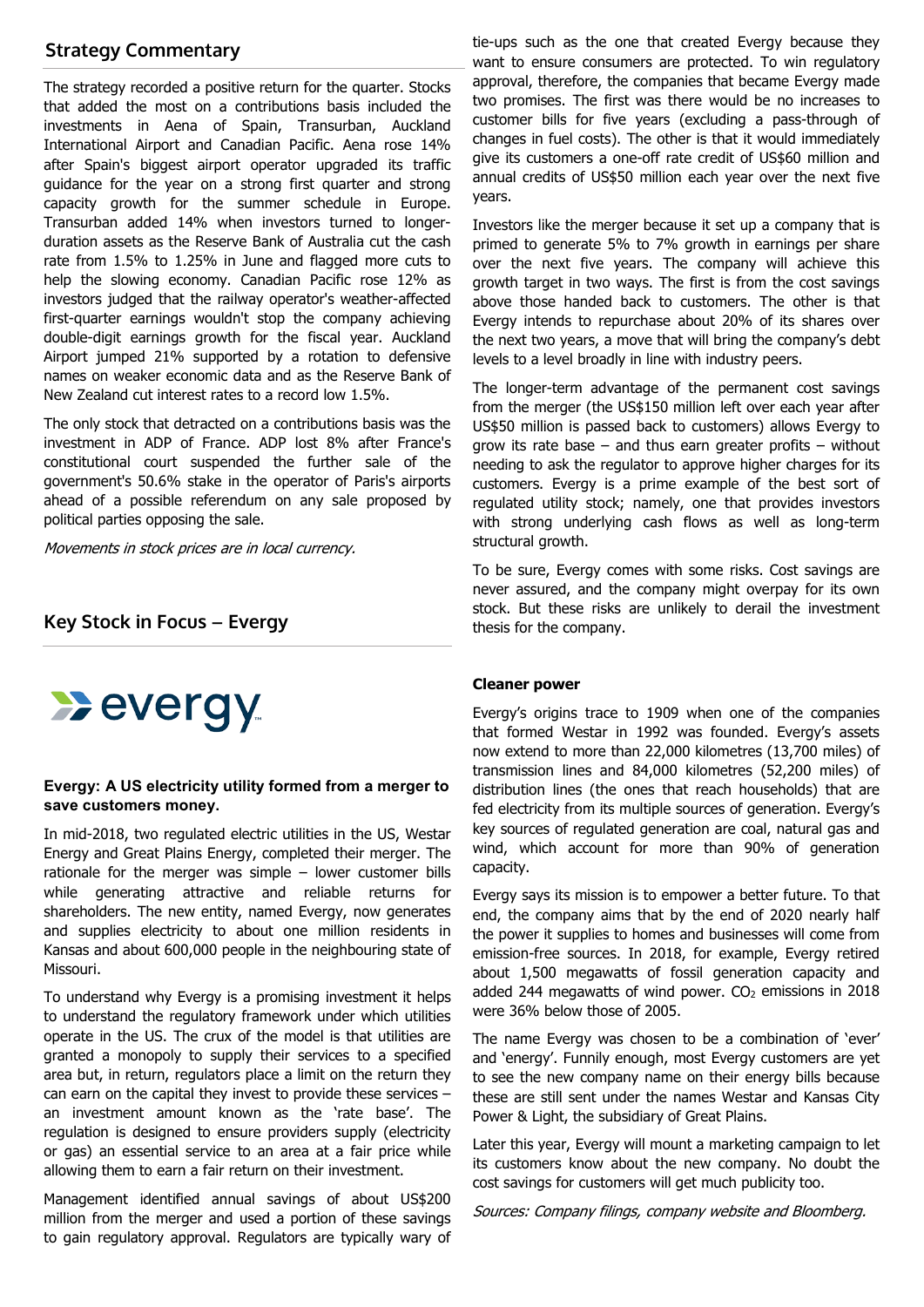## Strategy Commentary

The strategy recorded a positive return for the quarter. Stocks that added the most on a contributions basis included the investments in Aena of Spain, Transurban, Auckland International Airport and Canadian Pacific. Aena rose 14% after Spain's biggest airport operator upgraded its traffic guidance for the year on a strong first quarter and strong capacity growth for the summer schedule in Europe. Transurban added 14% when investors turned to longer-duration assets as the Reserve Bank of Australia cut the cash rate from 1.5% to 1.25% in June and flagged more cuts to help the slowing economy. Canadian Pacific rose 12% as investors judged that the railway operator's weather-affected first-quarter earnings wouldn't stop the company achieving double-digit earnings growth for the fiscal year. Auckland Airport jumped 21% supported by a rotation to defensive names on weaker economic data and as the Reserve Bank of New Zealand cut interest rates to a record low 1.5%.

The only stock that detracted on a contributions basis was the investment in ADP of France. ADP lost 8% after France's constitutional court suspended the further sale of the government's 50.6% stake in the operator of Paris's airports ahead of a possible referendum on any sale proposed by political parties opposing the sale.

*Movements in stock prices are in local currency.*

## Key Stock in Focus – Evergy

evergy

**Evergy: A US electricity utility formed from a merger to save customers money.**

In mid-2018, two regulated electric utilities in the US, Westar Energy and Great Plains Energy, completed their merger. The rationale for the merger was simple – lower customer bills while generating attractive and reliable returns for shareholders. The new entity, named Evergy, now generates and supplies electricity to about one million residents in Kansas and about 600,000 people in the neighbouring state of Missouri.

To understand why Evergy is a promising investment it helps to understand the regulatory framework under which utilities operate in the US. The crux of the model is that utilities are granted a monopoly to supply their services to a specified area but, in return, regulators place a limit on the return they can earn on the capital they invest to provide these services – an investment amount known as the 'rate base'. The regulation is designed to ensure providers supply (electricity or gas) an essential service to an area at a fair price while allowing them to earn a fair return on their investment.

Management identified annual savings of about US$200 million from the merger and used a portion of these savings to gain regulatory approval. Regulators are typically wary of tie-ups such as the one that created Evergy because they want to ensure consumers are protected. To win regulatory approval, therefore, the companies that became Evergy made two promises. The first was there would be no increases to customer bills for five years (excluding a pass-through of changes in fuel costs). The other is that it would immediately give its customers a one-off rate credit of US$60 million and annual credits of US$50 million each year over the next five years.

Investors like the merger because it set up a company that is primed to generate 5% to 7% growth in earnings per share over the next five years. The company will achieve this growth target in two ways. The first is from the cost savings above those handed back to customers. The other is that Evergy intends to repurchase about 20% of its shares over the next two years, a move that will bring the company's debt levels to a level broadly in line with industry peers.

The longer-term advantage of the permanent cost savings from the merger (the US$150 million left over each year after US$50 million is passed back to customers) allows Evergy to grow its rate base – and thus earn greater profits – without needing to ask the regulator to approve higher charges for its customers. Evergy is a prime example of the best sort of regulated utility stock; namely, one that provides investors with strong underlying cash flows as well as long-term structural growth.

To be sure, Evergy comes with some risks. Cost savings are never assured, and the company might overpay for its own stock. But these risks are unlikely to derail the investment thesis for the company.

**Cleaner power**

Evergy's origins trace to 1909 when one of the companies that formed Westar in 1992 was founded. Evergy's assets now extend to more than 22,000 kilometres (13,700 miles) of transmission lines and 84,000 kilometres (52,200 miles) of distribution lines (the ones that reach households) that are fed electricity from its multiple sources of generation. Evergy's key sources of regulated generation are coal, natural gas and wind, which account for more than 90% of generation capacity.

Evergy says its mission is to empower a better future. To that end, the company aims that by the end of 2020 nearly half the power it supplies to homes and businesses will come from emission-free sources. In 2018, for example, Evergy retired about 1,500 megawatts of fossil generation capacity and added 244 megawatts of wind power. $CO_2$ emissions in 2018 were 36% below those of 2005.

The name Evergy was chosen to be a combination of 'ever' and 'energy'. Funnily enough, most Evergy customers are yet to see the new company name on their energy bills because these are still sent under the names Westar and Kansas City Power & Light, the subsidiary of Great Plains.

Later this year, Evergy will mount a marketing campaign to let its customers know about the new company. No doubt the cost savings for customers will get much publicity too.

*Sources: Company filings, company website and Bloomberg.*